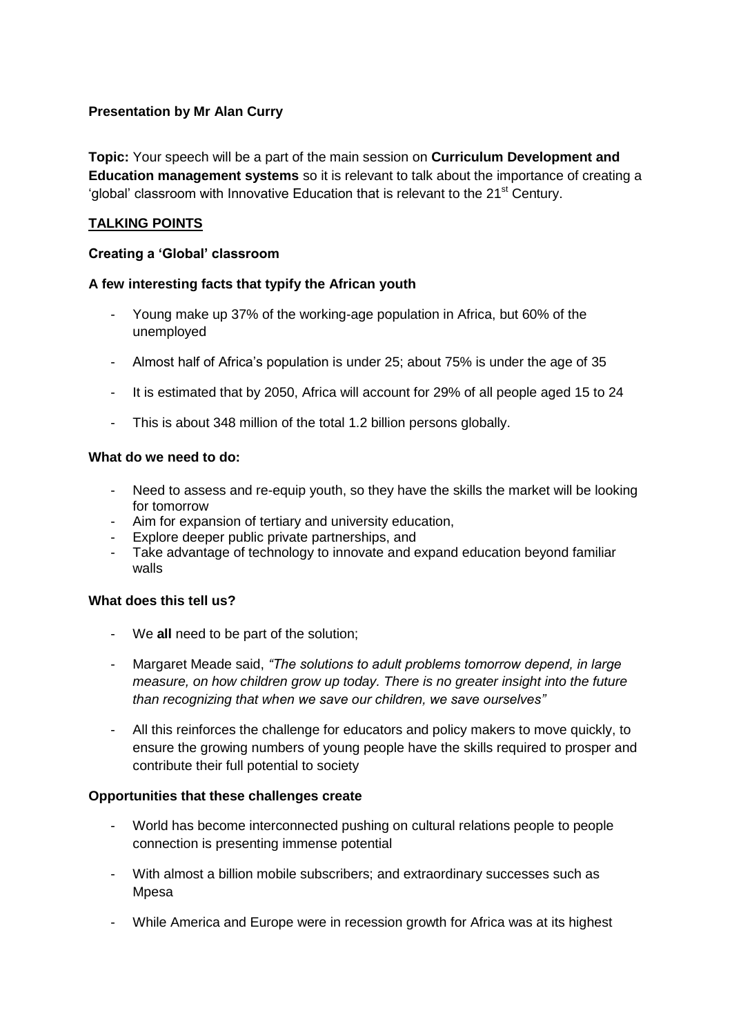**Presentation by Mr Alan Curry**

**Topic:** Your speech will be a part of the main session on **Curriculum Development and Education management systems** so it is relevant to talk about the importance of creating a 'global' classroom with Innovative Education that is relevant to the 21st Century.

**<u>TALKING POINTS</u>**

**Creating a 'Global' classroom**

**A few interesting facts that typify the African youth**

- Young make up 37% of the working-age population in Africa, but 60% of the unemployed
- Almost half of Africa's population is under 25; about 75% is under the age of 35
- It is estimated that by 2050, Africa will account for 29% of all people aged 15 to 24
- This is about 348 million of the total 1.2 billion persons globally.

**What do we need to do:**

- Need to assess and re-equip youth, so they have the skills the market will be looking for tomorrow
- Aim for expansion of tertiary and university education,
- Explore deeper public private partnerships, and
- Take advantage of technology to innovate and expand education beyond familiar walls

**What does this tell us?**

- We **all** need to be part of the solution;
- Margaret Meade said, *"The solutions to adult problems tomorrow depend, in large measure, on how children grow up today. There is no greater insight into the future than recognizing that when we save our children, we save ourselves"*
- All this reinforces the challenge for educators and policy makers to move quickly, to ensure the growing numbers of young people have the skills required to prosper and contribute their full potential to society

**Opportunities that these challenges create**

- World has become interconnected pushing on cultural relations people to people connection is presenting immense potential
- With almost a billion mobile subscribers; and extraordinary successes such as Mpesa
- While America and Europe were in recession growth for Africa was at its highest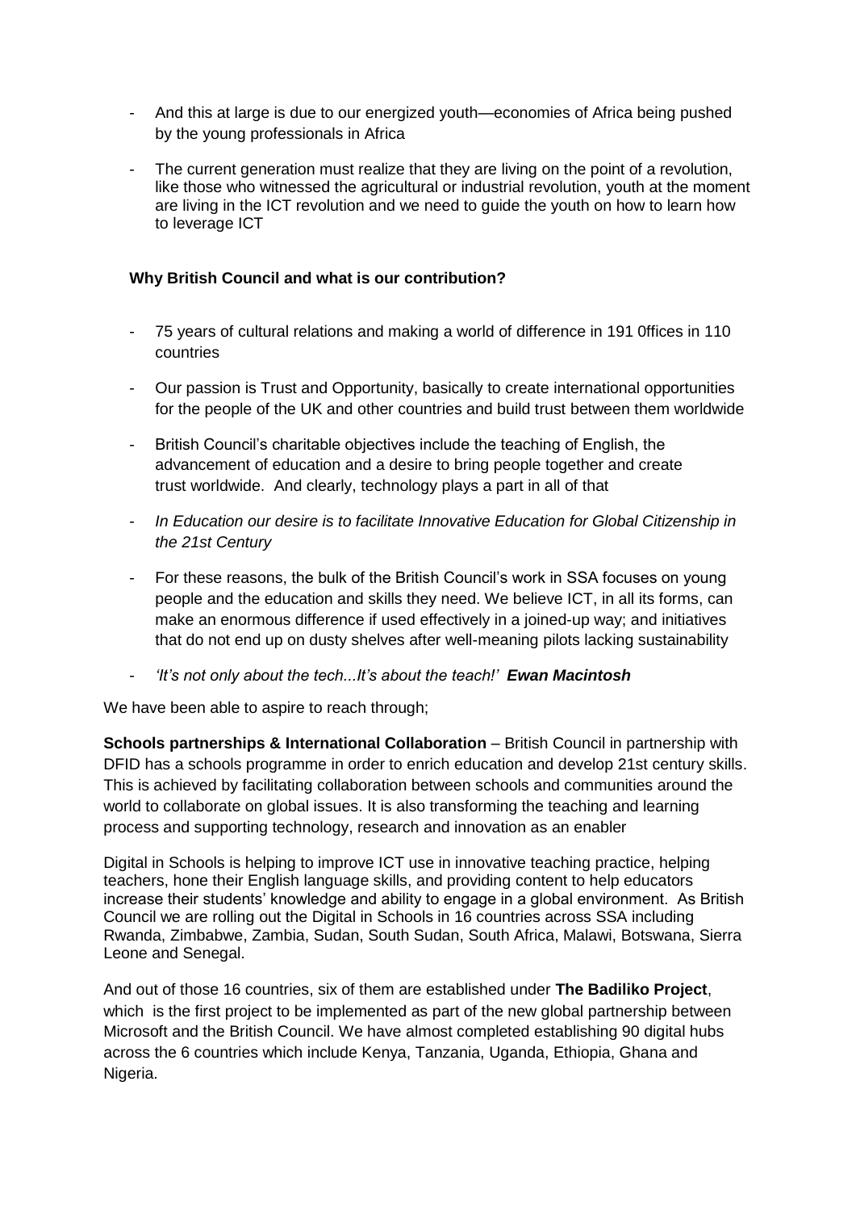- And this at large is due to our energized youth—economies of Africa being pushed by the young professionals in Africa
- The current generation must realize that they are living on the point of a revolution, like those who witnessed the agricultural or industrial revolution, youth at the moment are living in the ICT revolution and we need to guide the youth on how to learn how to leverage ICT

**Why British Council and what is our contribution?**

- 75 years of cultural relations and making a world of difference in 191 0ffices in 110 countries
- Our passion is Trust and Opportunity, basically to create international opportunities for the people of the UK and other countries and build trust between them worldwide
- British Council's charitable objectives include the teaching of English, the advancement of education and a desire to bring people together and create trust worldwide. And clearly, technology plays a part in all of that
- *In Education our desire is to facilitate Innovative Education for Global Citizenship in the 21st Century*
- For these reasons, the bulk of the British Council's work in SSA focuses on young people and the education and skills they need. We believe ICT, in all its forms, can make an enormous difference if used effectively in a joined-up way; and initiatives that do not end up on dusty shelves after well-meaning pilots lacking sustainability
- *'It's not only about the tech...It's about the teach!'* ***Ewan Macintosh***

We have been able to aspire to reach through;

**Schools partnerships & International Collaboration** – British Council in partnership with DFID has a schools programme in order to enrich education and develop 21st century skills. This is achieved by facilitating collaboration between schools and communities around the world to collaborate on global issues. It is also transforming the teaching and learning process and supporting technology, research and innovation as an enabler

Digital in Schools is helping to improve ICT use in innovative teaching practice, helping teachers, hone their English language skills, and providing content to help educators increase their students' knowledge and ability to engage in a global environment. As British Council we are rolling out the Digital in Schools in 16 countries across SSA including Rwanda, Zimbabwe, Zambia, Sudan, South Sudan, South Africa, Malawi, Botswana, Sierra Leone and Senegal.

And out of those 16 countries, six of them are established under **The Badiliko Project**, which is the first project to be implemented as part of the new global partnership between Microsoft and the British Council. We have almost completed establishing 90 digital hubs across the 6 countries which include Kenya, Tanzania, Uganda, Ethiopia, Ghana and Nigeria.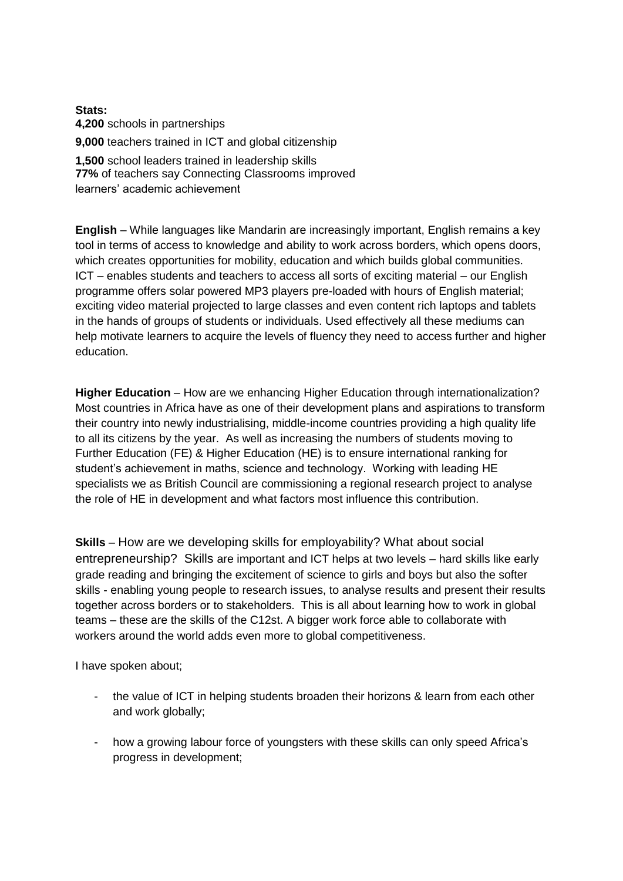**Stats:**

**4,200** schools in partnerships

**9,000** teachers trained in ICT and global citizenship

**1,500** school leaders trained in leadership skills
**77%** of teachers say Connecting Classrooms improved learners' academic achievement

**English** – While languages like Mandarin are increasingly important, English remains a key tool in terms of access to knowledge and ability to work across borders, which opens doors, which creates opportunities for mobility, education and which builds global communities. ICT – enables students and teachers to access all sorts of exciting material – our English programme offers solar powered MP3 players pre-loaded with hours of English material; exciting video material projected to large classes and even content rich laptops and tablets in the hands of groups of students or individuals. Used effectively all these mediums can help motivate learners to acquire the levels of fluency they need to access further and higher education.

**Higher Education** – How are we enhancing Higher Education through internationalization? Most countries in Africa have as one of their development plans and aspirations to transform their country into newly industrialising, middle-income countries providing a high quality life to all its citizens by the year. As well as increasing the numbers of students moving to Further Education (FE) & Higher Education (HE) is to ensure international ranking for student's achievement in maths, science and technology. Working with leading HE specialists we as British Council are commissioning a regional research project to analyse the role of HE in development and what factors most influence this contribution.

**Skills** – How are we developing skills for employability? What about social entrepreneurship? Skills are important and ICT helps at two levels – hard skills like early grade reading and bringing the excitement of science to girls and boys but also the softer skills - enabling young people to research issues, to analyse results and present their results together across borders or to stakeholders. This is all about learning how to work in global teams – these are the skills of the C12st. A bigger work force able to collaborate with workers around the world adds even more to global competitiveness.

I have spoken about;

- the value of ICT in helping students broaden their horizons & learn from each other and work globally;
- how a growing labour force of youngsters with these skills can only speed Africa's progress in development;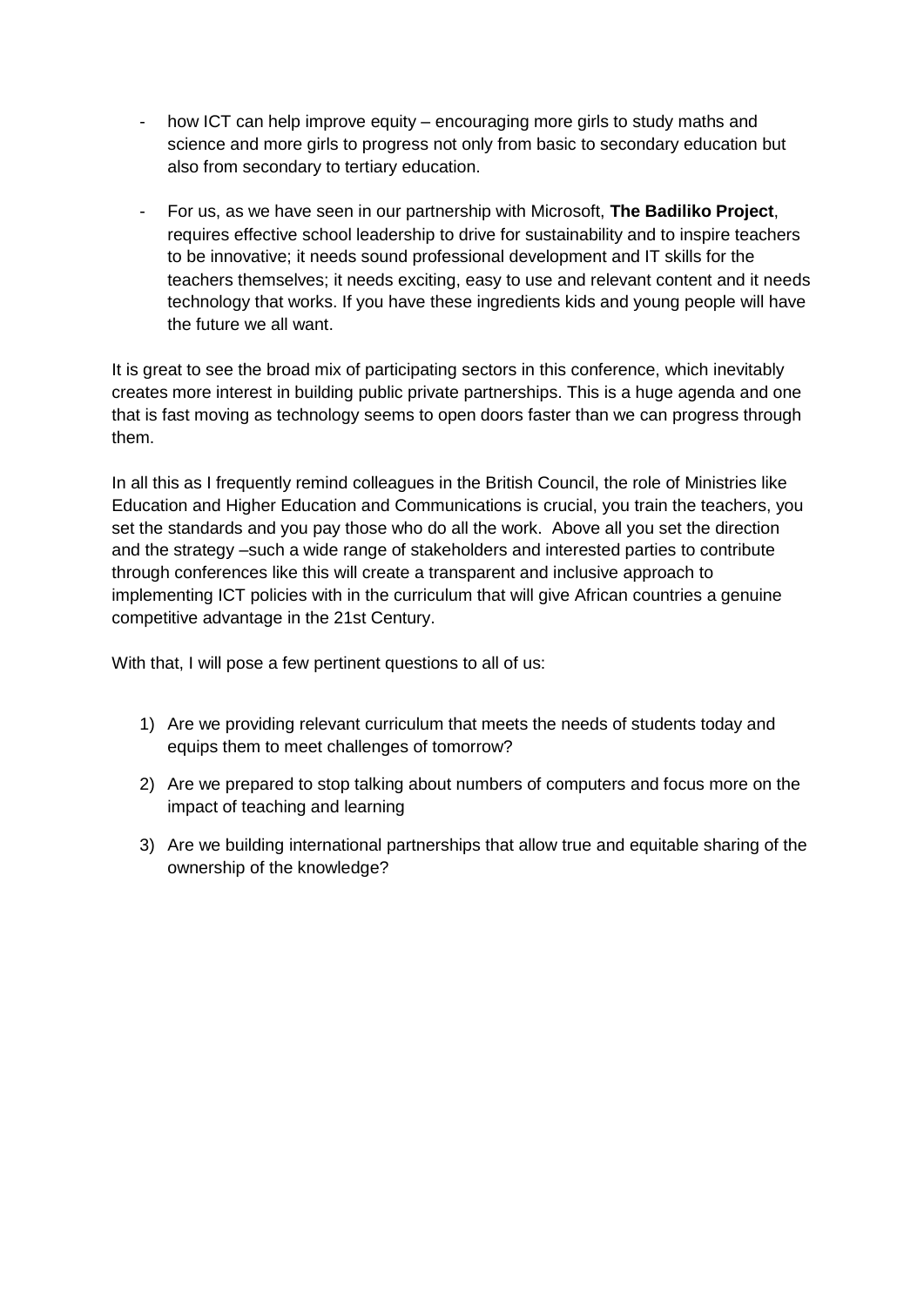- how ICT can help improve equity – encouraging more girls to study maths and science and more girls to progress not only from basic to secondary education but also from secondary to tertiary education.

- For us, as we have seen in our partnership with Microsoft, **The Badiliko Project**, requires effective school leadership to drive for sustainability and to inspire teachers to be innovative; it needs sound professional development and IT skills for the teachers themselves; it needs exciting, easy to use and relevant content and it needs technology that works. If you have these ingredients kids and young people will have the future we all want.

It is great to see the broad mix of participating sectors in this conference, which inevitably creates more interest in building public private partnerships. This is a huge agenda and one that is fast moving as technology seems to open doors faster than we can progress through them.

In all this as I frequently remind colleagues in the British Council, the role of Ministries like Education and Higher Education and Communications is crucial, you train the teachers, you set the standards and you pay those who do all the work. Above all you set the direction and the strategy –such a wide range of stakeholders and interested parties to contribute through conferences like this will create a transparent and inclusive approach to implementing ICT policies with in the curriculum that will give African countries a genuine competitive advantage in the 21st Century.

With that, I will pose a few pertinent questions to all of us:

1) Are we providing relevant curriculum that meets the needs of students today and equips them to meet challenges of tomorrow?

2) Are we prepared to stop talking about numbers of computers and focus more on the impact of teaching and learning

3) Are we building international partnerships that allow true and equitable sharing of the ownership of the knowledge?